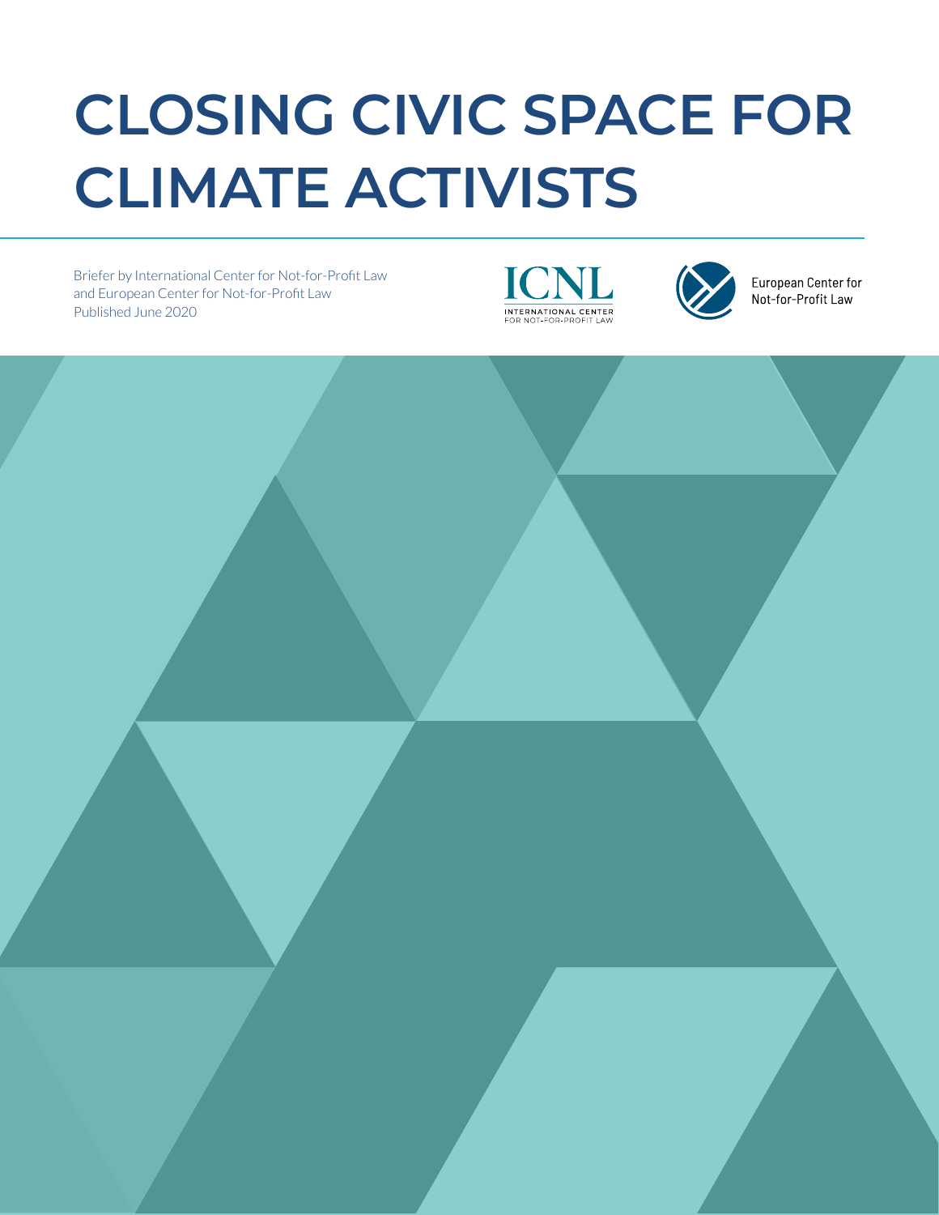# CLOSING CIVIC SPACE FOR CLIMATE ACTIVISTS

Briefer by International Center for Not-for-Profit Law
and European Center for Not-for-Profit Law
Published June 2020

ICNL
INTERNATIONAL CENTER
FOR NOT-FOR-PROFIT LAW

European Center for
Not-for-Profit Law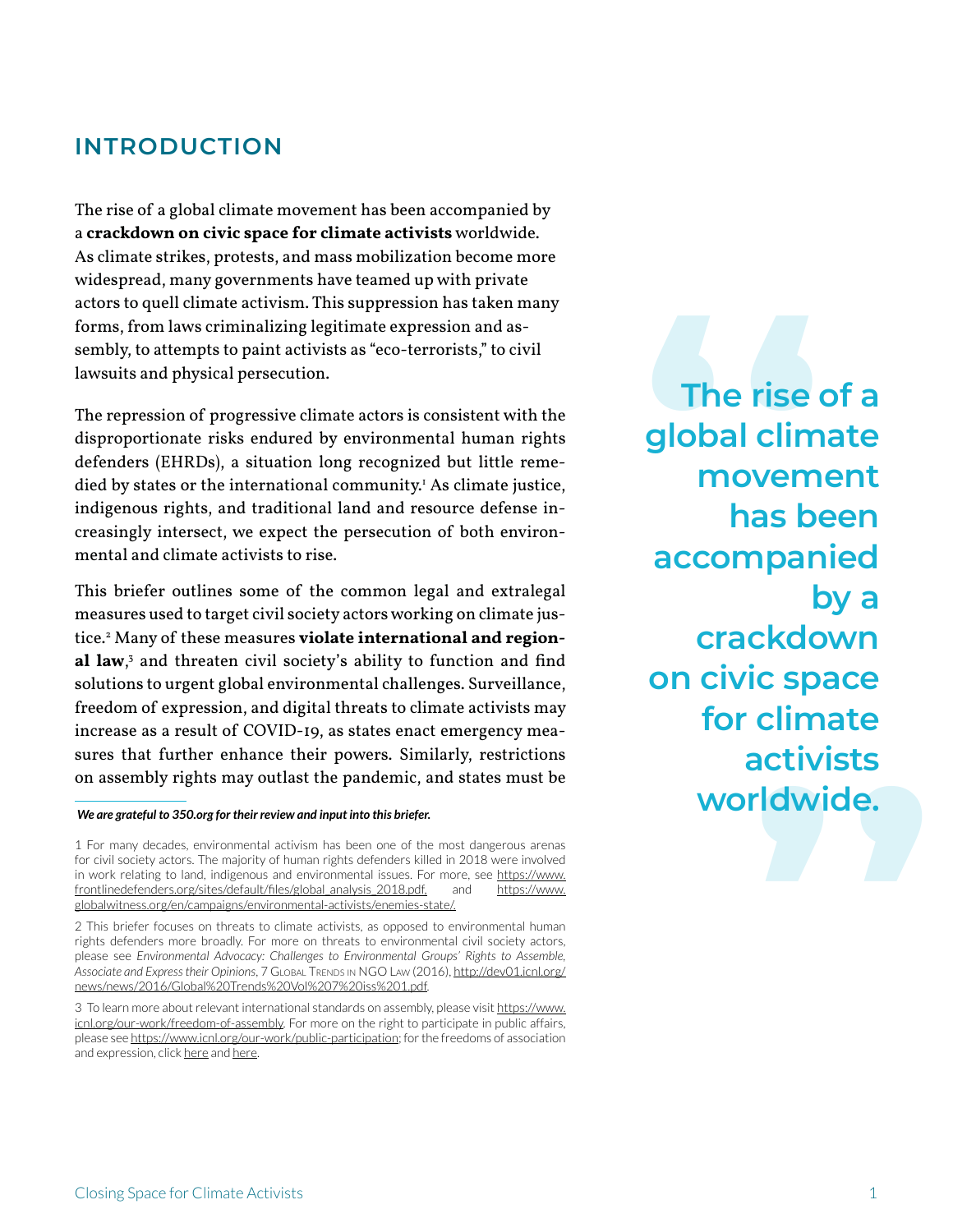## INTRODUCTION

The rise of a global climate movement has been accompanied by a **crackdown on civic space for climate activists** worldwide. As climate strikes, protests, and mass mobilization become more widespread, many governments have teamed up with private actors to quell climate activism. This suppression has taken many forms, from laws criminalizing legitimate expression and assembly, to attempts to paint activists as "eco-terrorists," to civil lawsuits and physical persecution.

The repression of progressive climate actors is consistent with the disproportionate risks endured by environmental human rights defenders (EHRDs), a situation long recognized but little remedied by states or the international community.[1] As climate justice, indigenous rights, and traditional land and resource defense increasingly intersect, we expect the persecution of both environmental and climate activists to rise.

This briefer outlines some of the common legal and extralegal measures used to target civil society actors working on climate justice.[2] Many of these measures **violate international and regional law**,[3] and threaten civil society's ability to function and find solutions to urgent global environmental challenges. Surveillance, freedom of expression, and digital threats to climate activists may increase as a result of COVID-19, as states enact emergency measures that further enhance their powers. Similarly, restrictions on assembly rights may outlast the pandemic, and states must be

> **The rise of a global climate movement has been accompanied by a crackdown on civic space for climate activists worldwide.**

---

***We are grateful to 350.org for their review and input into this briefer.***

1 For many decades, environmental activism has been one of the most dangerous arenas for civil society actors. The majority of human rights defenders killed in 2018 were involved in work relating to land, indigenous and environmental issues. For more, see https://www.frontlinedefenders.org/sites/default/files/global_analysis_2018.pdf, and https://www.globalwitness.org/en/campaigns/environmental-activists/enemies-state/.

2 This briefer focuses on threats to climate activists, as opposed to environmental human rights defenders more broadly. For more on threats to environmental civil society actors, please see *Environmental Advocacy: Challenges to Environmental Groups' Rights to Assemble, Associate and Express their Opinions*, 7 Global Trends in NGO Law (2016), http://dev01.icnl.org/news/news/2016/Global%20Trends%20Vol%207%20iss%201.pdf.

3 To learn more about relevant international standards on assembly, please visit https://www.icnl.org/our-work/freedom-of-assembly. For more on the right to participate in public affairs, please see https://www.icnl.org/our-work/public-participation; for the freedoms of association and expression, click here and here.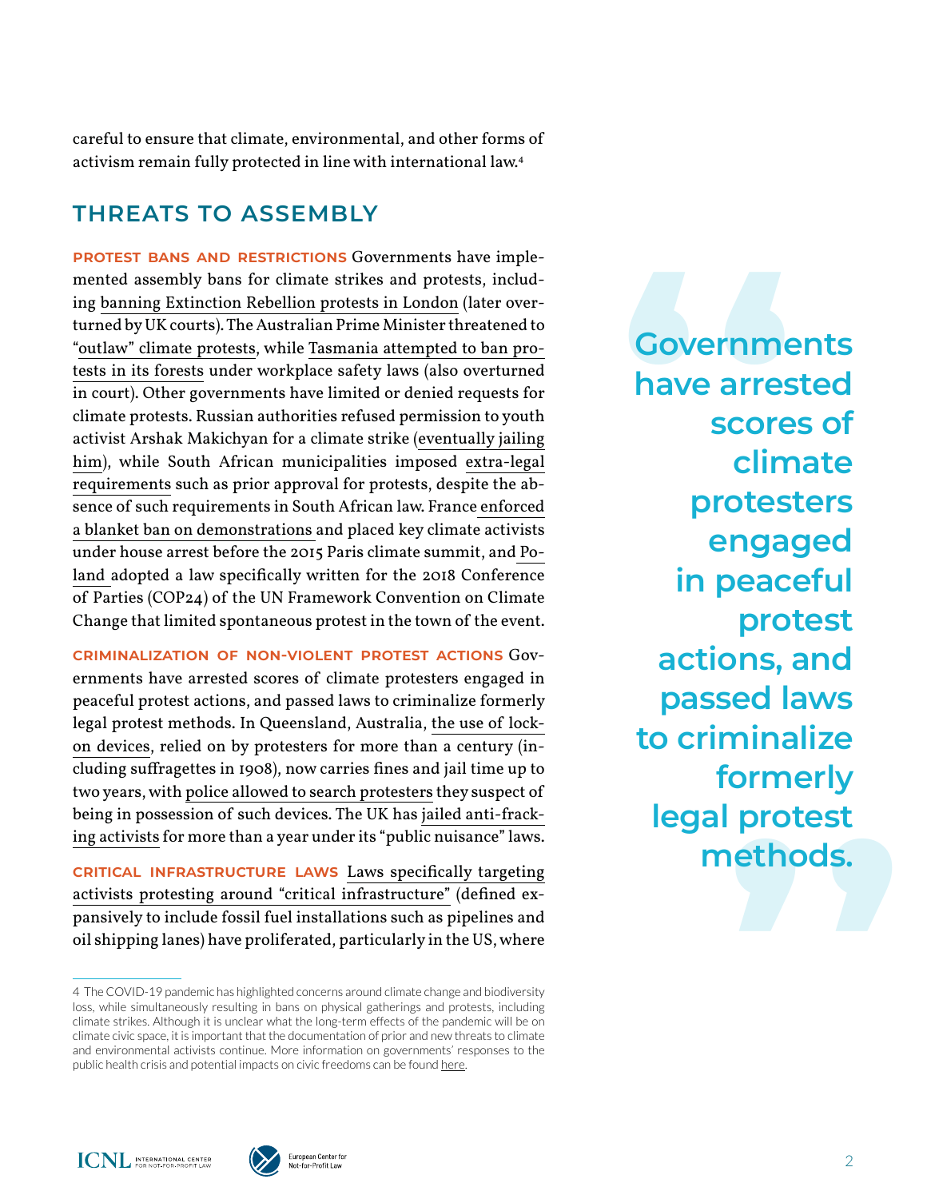careful to ensure that climate, environmental, and other forms of activism remain fully protected in line with international law.[4]

## THREATS TO ASSEMBLY

**PROTEST BANS AND RESTRICTIONS** Governments have implemented assembly bans for climate strikes and protests, including banning Extinction Rebellion protests in London (later overturned by UK courts). The Australian Prime Minister threatened to "outlaw" climate protests, while Tasmania attempted to ban protests in its forests under workplace safety laws (also overturned in court). Other governments have limited or denied requests for climate protests. Russian authorities refused permission to youth activist Arshak Makichyan for a climate strike (eventually jailing him), while South African municipalities imposed extra-legal requirements such as prior approval for protests, despite the absence of such requirements in South African law. France enforced a blanket ban on demonstrations and placed key climate activists under house arrest before the 2015 Paris climate summit, and Poland adopted a law specifically written for the 2018 Conference of Parties (COP24) of the UN Framework Convention on Climate Change that limited spontaneous protest in the town of the event.

**CRIMINALIZATION OF NON-VIOLENT PROTEST ACTIONS** Governments have arrested scores of climate protesters engaged in peaceful protest actions, and passed laws to criminalize formerly legal protest methods. In Queensland, Australia, the use of lock-on devices, relied on by protesters for more than a century (including suffragettes in 1908), now carries fines and jail time up to two years, with police allowed to search protesters they suspect of being in possession of such devices. The UK has jailed anti-fracking activists for more than a year under its "public nuisance" laws.

> **Governments have arrested scores of climate protesters engaged in peaceful protest actions, and passed laws to criminalize formerly legal protest methods.**

**CRITICAL INFRASTRUCTURE LAWS** Laws specifically targeting activists protesting around "critical infrastructure" (defined expansively to include fossil fuel installations such as pipelines and oil shipping lanes) have proliferated, particularly in the US, where

---

4 The COVID-19 pandemic has highlighted concerns around climate change and biodiversity loss, while simultaneously resulting in bans on physical gatherings and protests, including climate strikes. Although it is unclear what the long-term effects of the pandemic will be on climate civic space, it is important that the documentation of prior and new threats to climate and environmental activists continue. More information on governments' responses to the public health crisis and potential impacts on civic freedoms can be found here.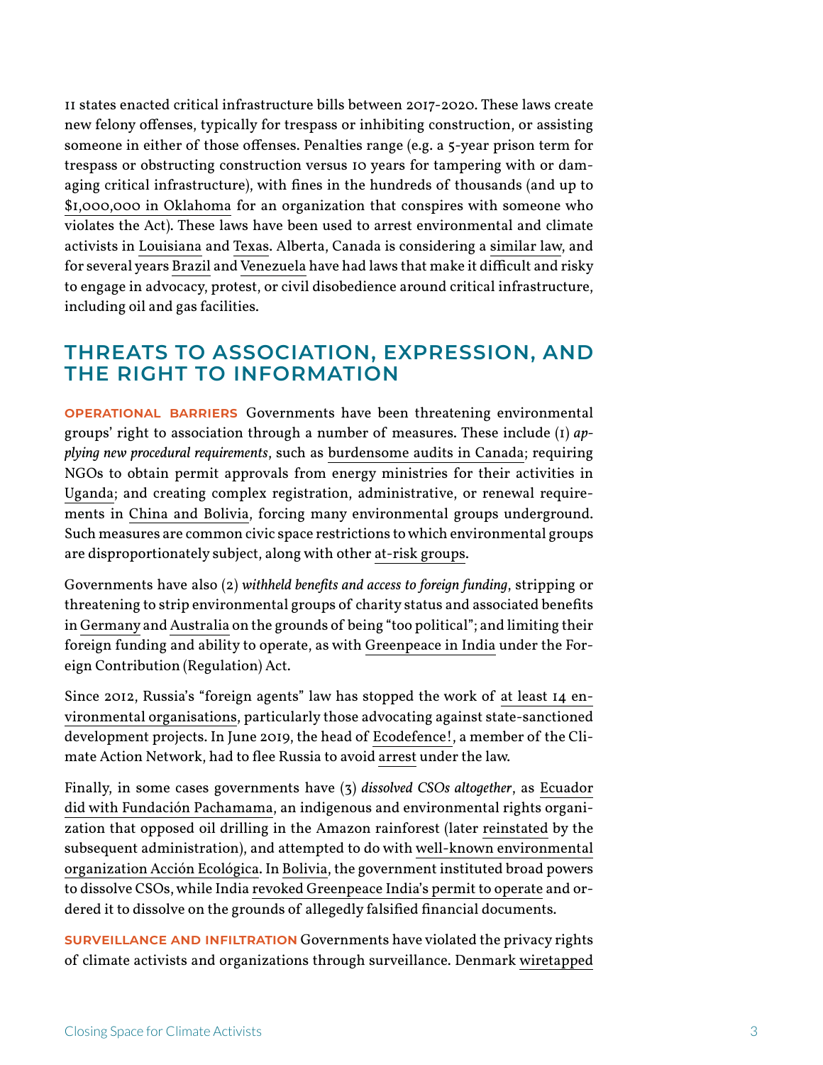11 states enacted critical infrastructure bills between 2017-2020. These laws create new felony offenses, typically for trespass or inhibiting construction, or assisting someone in either of those offenses. Penalties range (e.g. a 5-year prison term for trespass or obstructing construction versus 10 years for tampering with or damaging critical infrastructure), with fines in the hundreds of thousands (and up to $1,000,000 in Oklahoma for an organization that conspires with someone who violates the Act). These laws have been used to arrest environmental and climate activists in Louisiana and Texas. Alberta, Canada is considering a similar law, and for several years Brazil and Venezuela have had laws that make it difficult and risky to engage in advocacy, protest, or civil disobedience around critical infrastructure, including oil and gas facilities.

## THREATS TO ASSOCIATION, EXPRESSION, AND THE RIGHT TO INFORMATION

**OPERATIONAL BARRIERS** Governments have been threatening environmental groups' right to association through a number of measures. These include (1) *applying new procedural requirements*, such as burdensome audits in Canada; requiring NGOs to obtain permit approvals from energy ministries for their activities in Uganda; and creating complex registration, administrative, or renewal requirements in China and Bolivia, forcing many environmental groups underground. Such measures are common civic space restrictions to which environmental groups are disproportionately subject, along with other at-risk groups.

Governments have also (2) *withheld benefits and access to foreign funding*, stripping or threatening to strip environmental groups of charity status and associated benefits in Germany and Australia on the grounds of being "too political"; and limiting their foreign funding and ability to operate, as with Greenpeace in India under the Foreign Contribution (Regulation) Act.

Since 2012, Russia's "foreign agents" law has stopped the work of at least 14 environmental organisations, particularly those advocating against state-sanctioned development projects. In June 2019, the head of Ecodefence!, a member of the Climate Action Network, had to flee Russia to avoid arrest under the law.

Finally, in some cases governments have (3) *dissolved CSOs altogether*, as Ecuador did with Fundación Pachamama, an indigenous and environmental rights organization that opposed oil drilling in the Amazon rainforest (later reinstated by the subsequent administration), and attempted to do with well-known environmental organization Acción Ecológica. In Bolivia, the government instituted broad powers to dissolve CSOs, while India revoked Greenpeace India's permit to operate and ordered it to dissolve on the grounds of allegedly falsified financial documents.

**SURVEILLANCE AND INFILTRATION** Governments have violated the privacy rights of climate activists and organizations through surveillance. Denmark wiretapped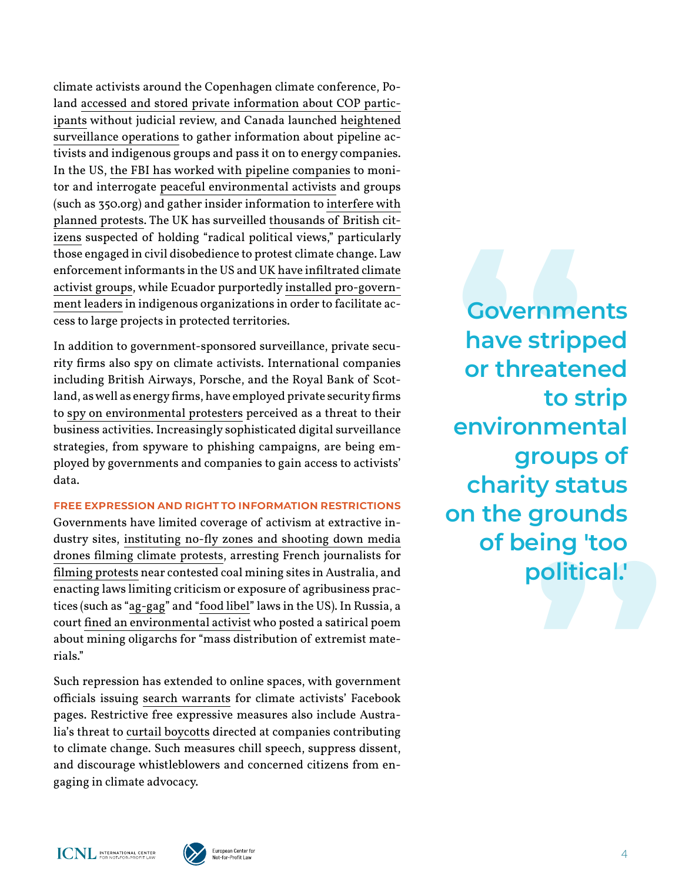climate activists around the Copenhagen climate conference, Poland accessed and stored private information about COP participants without judicial review, and Canada launched heightened surveillance operations to gather information about pipeline activists and indigenous groups and pass it on to energy companies. In the US, the FBI has worked with pipeline companies to monitor and interrogate peaceful environmental activists and groups (such as 350.org) and gather insider information to interfere with planned protests. The UK has surveilled thousands of British citizens suspected of holding "radical political views," particularly those engaged in civil disobedience to protest climate change. Law enforcement informants in the US and UK have infiltrated climate activist groups, while Ecuador purportedly installed pro-government leaders in indigenous organizations in order to facilitate access to large projects in protected territories.

In addition to government-sponsored surveillance, private security firms also spy on climate activists. International companies including British Airways, Porsche, and the Royal Bank of Scotland, as well as energy firms, have employed private security firms to spy on environmental protesters perceived as a threat to their business activities. Increasingly sophisticated digital surveillance strategies, from spyware to phishing campaigns, are being employed by governments and companies to gain access to activists' data.

> **Governments have stripped or threatened to strip environmental groups of charity status on the grounds of being 'too political.'**

### FREE EXPRESSION AND RIGHT TO INFORMATION RESTRICTIONS

Governments have limited coverage of activism at extractive industry sites, instituting no-fly zones and shooting down media drones filming climate protests, arresting French journalists for filming protests near contested coal mining sites in Australia, and enacting laws limiting criticism or exposure of agribusiness practices (such as "ag-gag" and "food libel" laws in the US). In Russia, a court fined an environmental activist who posted a satirical poem about mining oligarchs for "mass distribution of extremist materials."

Such repression has extended to online spaces, with government officials issuing search warrants for climate activists' Facebook pages. Restrictive free expressive measures also include Australia's threat to curtail boycotts directed at companies contributing to climate change. Such measures chill speech, suppress dissent, and discourage whistleblowers and concerned citizens from engaging in climate advocacy.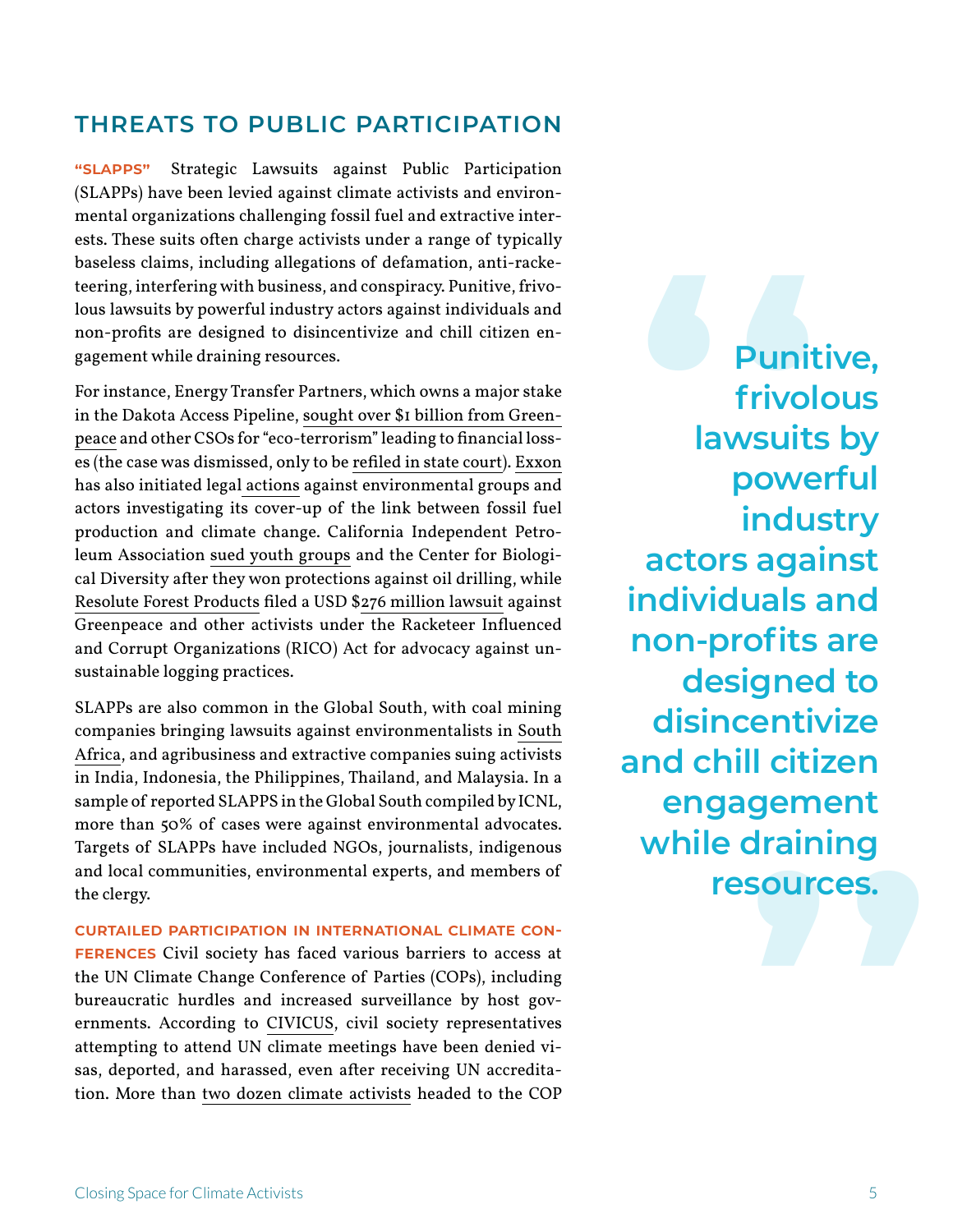## THREATS TO PUBLIC PARTICIPATION

**"SLAPPS"** Strategic Lawsuits against Public Participation (SLAPPs) have been levied against climate activists and environmental organizations challenging fossil fuel and extractive interests. These suits often charge activists under a range of typically baseless claims, including allegations of defamation, anti-racketeering, interfering with business, and conspiracy. Punitive, frivolous lawsuits by powerful industry actors against individuals and non-profits are designed to disincentivize and chill citizen engagement while draining resources.

For instance, Energy Transfer Partners, which owns a major stake in the Dakota Access Pipeline, sought over $1 billion from Greenpeace and other CSOs for "eco-terrorism" leading to financial losses (the case was dismissed, only to be refiled in state court). Exxon has also initiated legal actions against environmental groups and actors investigating its cover-up of the link between fossil fuel production and climate change. California Independent Petroleum Association sued youth groups and the Center for Biological Diversity after they won protections against oil drilling, while Resolute Forest Products filed a USD $276 million lawsuit against Greenpeace and other activists under the Racketeer Influenced and Corrupt Organizations (RICO) Act for advocacy against unsustainable logging practices.

> **Punitive, frivolous lawsuits by powerful industry actors against individuals and non-profits are designed to disincentivize and chill citizen engagement while draining resources.**

SLAPPs are also common in the Global South, with coal mining companies bringing lawsuits against environmentalists in South Africa, and agribusiness and extractive companies suing activists in India, Indonesia, the Philippines, Thailand, and Malaysia. In a sample of reported SLAPPS in the Global South compiled by ICNL, more than 50% of cases were against environmental advocates. Targets of SLAPPs have included NGOs, journalists, indigenous and local communities, environmental experts, and members of the clergy.

**CURTAILED PARTICIPATION IN INTERNATIONAL CLIMATE CONFERENCES** Civil society has faced various barriers to access at the UN Climate Change Conference of Parties (COPs), including bureaucratic hurdles and increased surveillance by host governments. According to CIVICUS, civil society representatives attempting to attend UN climate meetings have been denied visas, deported, and harassed, even after receiving UN accreditation. More than two dozen climate activists headed to the COP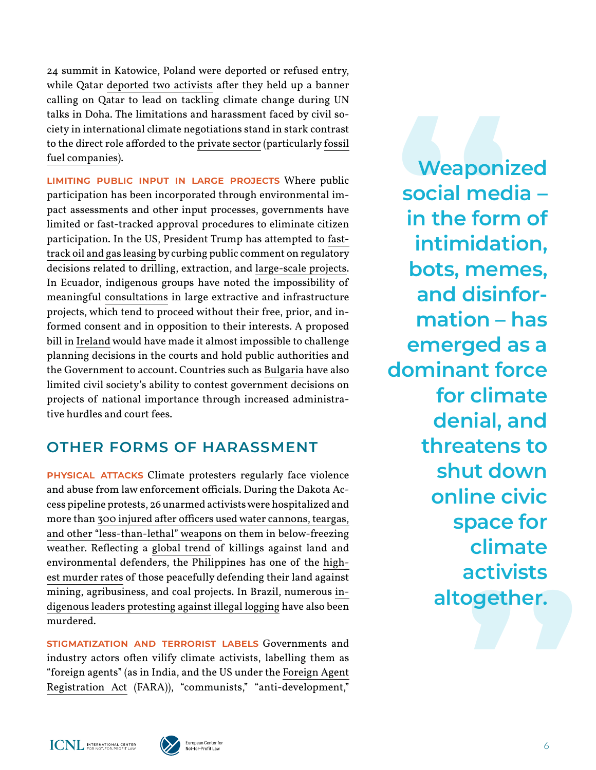24 summit in Katowice, Poland were deported or refused entry, while Qatar deported two activists after they held up a banner calling on Qatar to lead on tackling climate change during UN talks in Doha. The limitations and harassment faced by civil society in international climate negotiations stand in stark contrast to the direct role afforded to the private sector (particularly fossil fuel companies).

**LIMITING PUBLIC INPUT IN LARGE PROJECTS** Where public participation has been incorporated through environmental impact assessments and other input processes, governments have limited or fast-tracked approval procedures to eliminate citizen participation. In the US, President Trump has attempted to fast-track oil and gas leasing by curbing public comment on regulatory decisions related to drilling, extraction, and large-scale projects. In Ecuador, indigenous groups have noted the impossibility of meaningful consultations in large extractive and infrastructure projects, which tend to proceed without their free, prior, and informed consent and in opposition to their interests. A proposed bill in Ireland would have made it almost impossible to challenge planning decisions in the courts and hold public authorities and the Government to account. Countries such as Bulgaria have also limited civil society's ability to contest government decisions on projects of national importance through increased administrative hurdles and court fees.

## OTHER FORMS OF HARASSMENT

**PHYSICAL ATTACKS** Climate protesters regularly face violence and abuse from law enforcement officials. During the Dakota Access pipeline protests, 26 unarmed activists were hospitalized and more than 300 injured after officers used water cannons, teargas, and other "less-than-lethal" weapons on them in below-freezing weather. Reflecting a global trend of killings against land and environmental defenders, the Philippines has one of the highest murder rates of those peacefully defending their land against mining, agribusiness, and coal projects. In Brazil, numerous indigenous leaders protesting against illegal logging have also been murdered.

**STIGMATIZATION AND TERRORIST LABELS** Governments and industry actors often vilify climate activists, labelling them as "foreign agents" (as in India, and the US under the Foreign Agent Registration Act (FARA)), "communists," "anti-development,"

> **Weaponized social media – in the form of intimidation, bots, memes, and disinformation – has emerged as a dominant force for climate denial, and threatens to shut down online civic space for climate activists altogether.**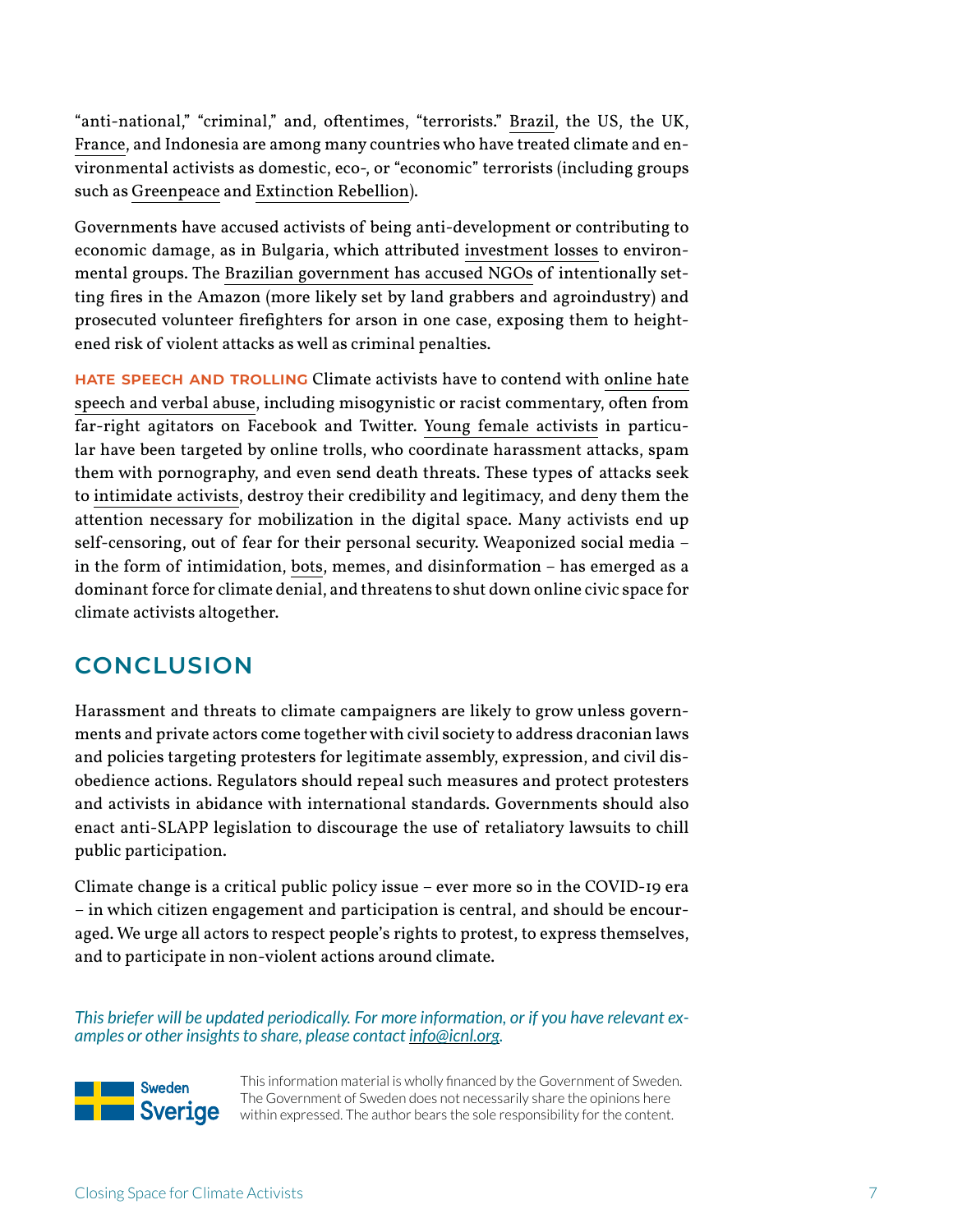"anti-national," "criminal," and, oftentimes, "terrorists." Brazil, the US, the UK, France, and Indonesia are among many countries who have treated climate and environmental activists as domestic, eco-, or "economic" terrorists (including groups such as Greenpeace and Extinction Rebellion).

Governments have accused activists of being anti-development or contributing to economic damage, as in Bulgaria, which attributed investment losses to environmental groups. The Brazilian government has accused NGOs of intentionally setting fires in the Amazon (more likely set by land grabbers and agroindustry) and prosecuted volunteer firefighters for arson in one case, exposing them to heightened risk of violent attacks as well as criminal penalties.

**HATE SPEECH AND TROLLING** Climate activists have to contend with online hate speech and verbal abuse, including misogynistic or racist commentary, often from far-right agitators on Facebook and Twitter. Young female activists in particular have been targeted by online trolls, who coordinate harassment attacks, spam them with pornography, and even send death threats. These types of attacks seek to intimidate activists, destroy their credibility and legitimacy, and deny them the attention necessary for mobilization in the digital space. Many activists end up self-censoring, out of fear for their personal security. Weaponized social media – in the form of intimidation, bots, memes, and disinformation – has emerged as a dominant force for climate denial, and threatens to shut down online civic space for climate activists altogether.

## CONCLUSION

Harassment and threats to climate campaigners are likely to grow unless governments and private actors come together with civil society to address draconian laws and policies targeting protesters for legitimate assembly, expression, and civil disobedience actions. Regulators should repeal such measures and protect protesters and activists in abidance with international standards. Governments should also enact anti-SLAPP legislation to discourage the use of retaliatory lawsuits to chill public participation.

Climate change is a critical public policy issue – ever more so in the COVID-19 era – in which citizen engagement and participation is central, and should be encouraged. We urge all actors to respect people's rights to protest, to express themselves, and to participate in non-violent actions around climate.

*This briefer will be updated periodically. For more information, or if you have relevant examples or other insights to share, please contact info@icnl.org.*

Sweden Sverige

This information material is wholly financed by the Government of Sweden. The Government of Sweden does not necessarily share the opinions here within expressed. The author bears the sole responsibility for the content.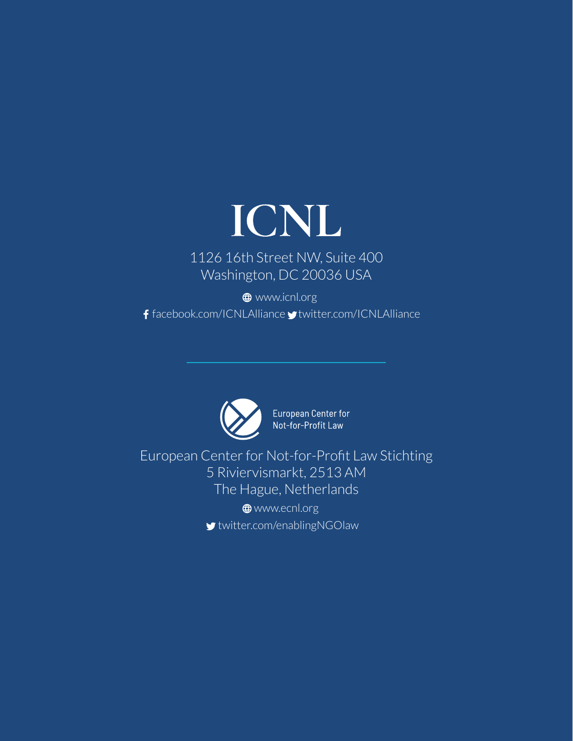# ICNL

1126 16th Street NW, Suite 400
Washington, DC 20036 USA

www.icnl.org

facebook.com/ICNLAlliance twitter.com/ICNLAlliance

---

European Center for
Not-for-Profit Law

European Center for Not-for-Profit Law Stichting
5 Riviervismarkt, 2513 AM
The Hague, Netherlands

www.ecnl.org

twitter.com/enablingNGOlaw